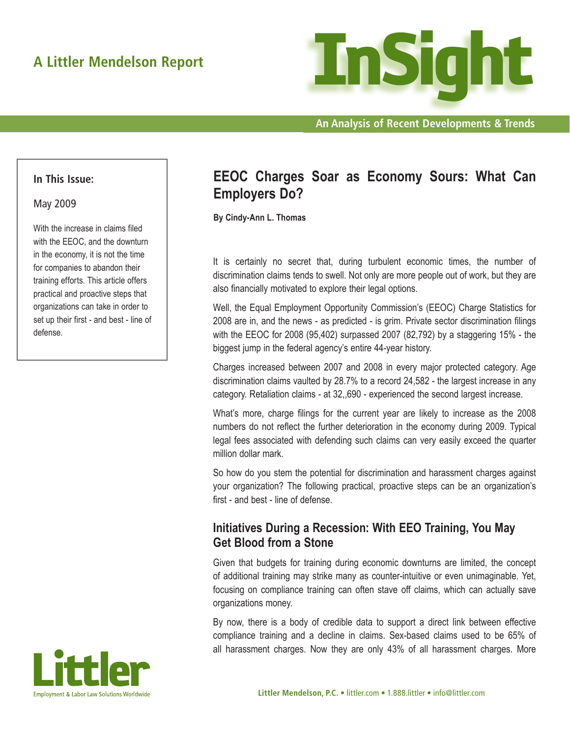A Littler Mendelson Report

# InSight

An Analysis of Recent Developments & Trends

**In This Issue:**

May 2009

With the increase in claims filed with the EEOC, and the downturn in the economy, it is not the time for companies to abandon their training efforts. This article offers practical and proactive steps that organizations can take in order to set up their first - and best - line of defense.

## EEOC Charges Soar as Economy Sours: What Can Employers Do?

**By Cindy-Ann L. Thomas**

It is certainly no secret that, during turbulent economic times, the number of discrimination claims tends to swell. Not only are more people out of work, but they are also financially motivated to explore their legal options.

Well, the Equal Employment Opportunity Commission's (EEOC) Charge Statistics for 2008 are in, and the news - as predicted - is grim. Private sector discrimination filings with the EEOC for 2008 (95,402) surpassed 2007 (82,792) by a staggering 15% - the biggest jump in the federal agency's entire 44-year history.

Charges increased between 2007 and 2008 in every major protected category. Age discrimination claims vaulted by 28.7% to a record 24,582 - the largest increase in any category. Retaliation claims - at 32,,690 - experienced the second largest increase.

What's more, charge filings for the current year are likely to increase as the 2008 numbers do not reflect the further deterioration in the economy during 2009. Typical legal fees associated with defending such claims can very easily exceed the quarter million dollar mark.

So how do you stem the potential for discrimination and harassment charges against your organization? The following practical, proactive steps can be an organization's first - and best - line of defense.

### Initiatives During a Recession: With EEO Training, You May Get Blood from a Stone

Given that budgets for training during economic downturns are limited, the concept of additional training may strike many as counter-intuitive or even unimaginable. Yet, focusing on compliance training can often stave off claims, which can actually save organizations money.

By now, there is a body of credible data to support a direct link between effective compliance training and a decline in claims. Sex-based claims used to be 65% of all harassment charges. Now they are only 43% of all harassment charges. More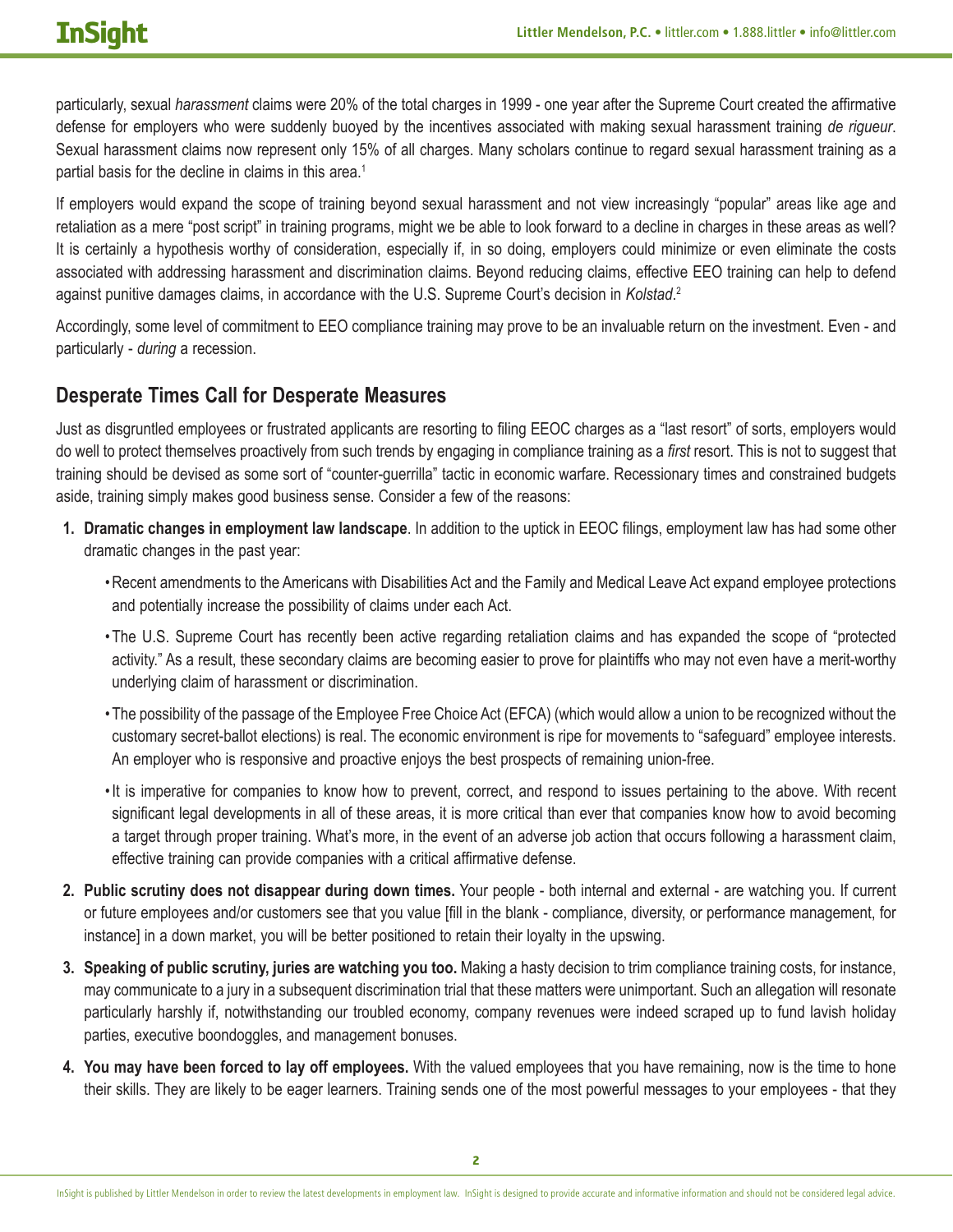particularly, sexual *harassment* claims were 20% of the total charges in 1999 - one year after the Supreme Court created the affirmative defense for employers who were suddenly buoyed by the incentives associated with making sexual harassment training *de rigueur*. Sexual harassment claims now represent only 15% of all charges. Many scholars continue to regard sexual harassment training as a partial basis for the decline in claims in this area.[1]

If employers would expand the scope of training beyond sexual harassment and not view increasingly "popular" areas like age and retaliation as a mere "post script" in training programs, might we be able to look forward to a decline in charges in these areas as well? It is certainly a hypothesis worthy of consideration, especially if, in so doing, employers could minimize or even eliminate the costs associated with addressing harassment and discrimination claims. Beyond reducing claims, effective EEO training can help to defend against punitive damages claims, in accordance with the U.S. Supreme Court's decision in *Kolstad*.[2]

Accordingly, some level of commitment to EEO compliance training may prove to be an invaluable return on the investment. Even - and particularly - *during* a recession.

## Desperate Times Call for Desperate Measures

Just as disgruntled employees or frustrated applicants are resorting to filing EEOC charges as a "last resort" of sorts, employers would do well to protect themselves proactively from such trends by engaging in compliance training as a *first* resort. This is not to suggest that training should be devised as some sort of "counter-guerrilla" tactic in economic warfare. Recessionary times and constrained budgets aside, training simply makes good business sense. Consider a few of the reasons:

1. **Dramatic changes in employment law landscape**. In addition to the uptick in EEOC filings, employment law has had some other dramatic changes in the past year:
   - Recent amendments to the Americans with Disabilities Act and the Family and Medical Leave Act expand employee protections and potentially increase the possibility of claims under each Act.
   - The U.S. Supreme Court has recently been active regarding retaliation claims and has expanded the scope of "protected activity." As a result, these secondary claims are becoming easier to prove for plaintiffs who may not even have a merit-worthy underlying claim of harassment or discrimination.
   - The possibility of the passage of the Employee Free Choice Act (EFCA) (which would allow a union to be recognized without the customary secret-ballot elections) is real. The economic environment is ripe for movements to "safeguard" employee interests. An employer who is responsive and proactive enjoys the best prospects of remaining union-free.
   - It is imperative for companies to know how to prevent, correct, and respond to issues pertaining to the above. With recent significant legal developments in all of these areas, it is more critical than ever that companies know how to avoid becoming a target through proper training. What's more, in the event of an adverse job action that occurs following a harassment claim, effective training can provide companies with a critical affirmative defense.
2. **Public scrutiny does not disappear during down times.** Your people - both internal and external - are watching you. If current or future employees and/or customers see that you value [fill in the blank - compliance, diversity, or performance management, for instance] in a down market, you will be better positioned to retain their loyalty in the upswing.
3. **Speaking of public scrutiny, juries are watching you too.** Making a hasty decision to trim compliance training costs, for instance, may communicate to a jury in a subsequent discrimination trial that these matters were unimportant. Such an allegation will resonate particularly harshly if, notwithstanding our troubled economy, company revenues were indeed scraped up to fund lavish holiday parties, executive boondoggles, and management bonuses.
4. **You may have been forced to lay off employees.** With the valued employees that you have remaining, now is the time to hone their skills. They are likely to be eager learners. Training sends one of the most powerful messages to your employees - that they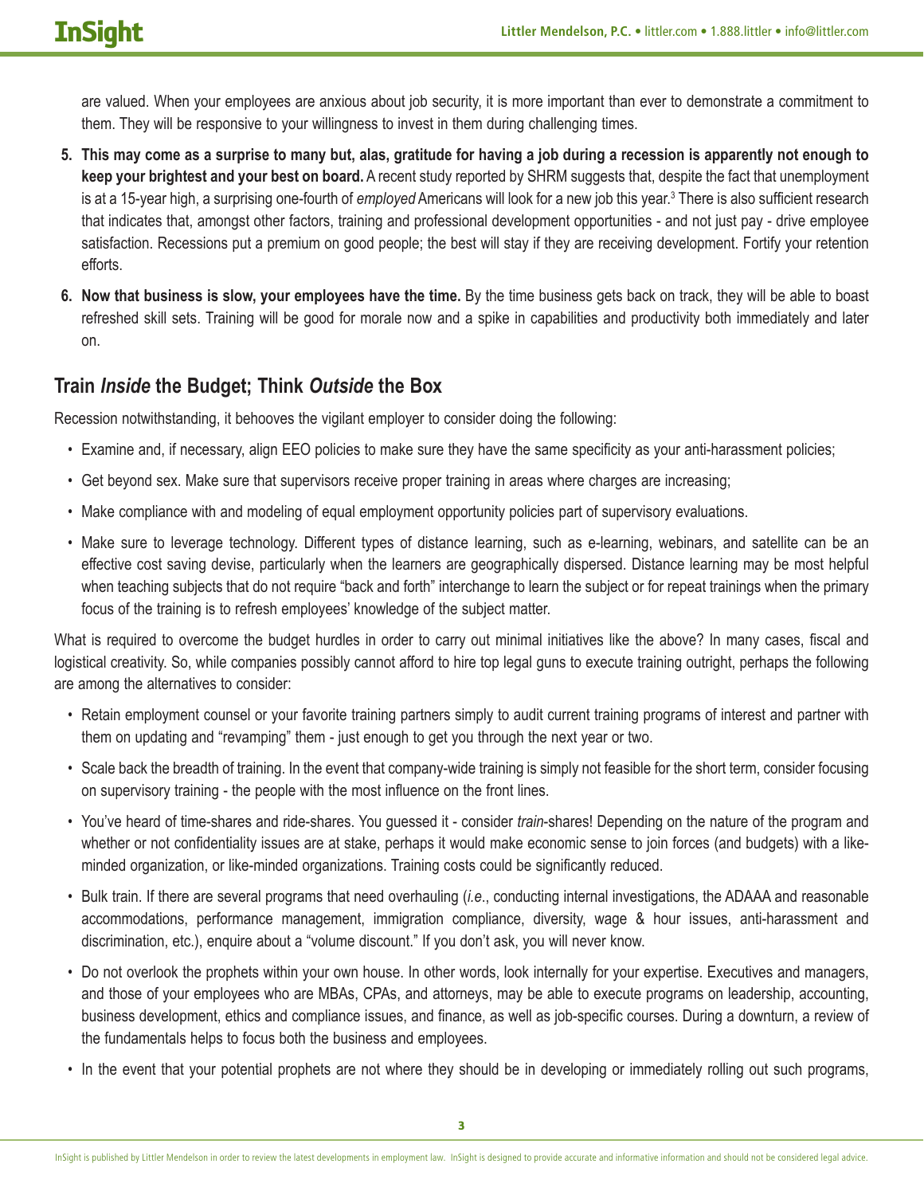are valued. When your employees are anxious about job security, it is more important than ever to demonstrate a commitment to them. They will be responsive to your willingness to invest in them during challenging times.

5. **This may come as a surprise to many but, alas, gratitude for having a job during a recession is apparently not enough to keep your brightest and your best on board.** A recent study reported by SHRM suggests that, despite the fact that unemployment is at a 15-year high, a surprising one-fourth of *employed* Americans will look for a new job this year.[3] There is also sufficient research that indicates that, amongst other factors, training and professional development opportunities - and not just pay - drive employee satisfaction. Recessions put a premium on good people; the best will stay if they are receiving development. Fortify your retention efforts.

6. **Now that business is slow, your employees have the time.** By the time business gets back on track, they will be able to boast refreshed skill sets. Training will be good for morale now and a spike in capabilities and productivity both immediately and later on.

## Train *Inside* the Budget; Think *Outside* the Box

Recession notwithstanding, it behooves the vigilant employer to consider doing the following:

- Examine and, if necessary, align EEO policies to make sure they have the same specificity as your anti-harassment policies;
- Get beyond sex. Make sure that supervisors receive proper training in areas where charges are increasing;
- Make compliance with and modeling of equal employment opportunity policies part of supervisory evaluations.
- Make sure to leverage technology. Different types of distance learning, such as e-learning, webinars, and satellite can be an effective cost saving devise, particularly when the learners are geographically dispersed. Distance learning may be most helpful when teaching subjects that do not require "back and forth" interchange to learn the subject or for repeat trainings when the primary focus of the training is to refresh employees' knowledge of the subject matter.

What is required to overcome the budget hurdles in order to carry out minimal initiatives like the above? In many cases, fiscal and logistical creativity. So, while companies possibly cannot afford to hire top legal guns to execute training outright, perhaps the following are among the alternatives to consider:

- Retain employment counsel or your favorite training partners simply to audit current training programs of interest and partner with them on updating and "revamping" them - just enough to get you through the next year or two.
- Scale back the breadth of training. In the event that company-wide training is simply not feasible for the short term, consider focusing on supervisory training - the people with the most influence on the front lines.
- You've heard of time-shares and ride-shares. You guessed it - consider *train*-shares! Depending on the nature of the program and whether or not confidentiality issues are at stake, perhaps it would make economic sense to join forces (and budgets) with a like-minded organization, or like-minded organizations. Training costs could be significantly reduced.
- Bulk train. If there are several programs that need overhauling (*i.e.*, conducting internal investigations, the ADAAA and reasonable accommodations, performance management, immigration compliance, diversity, wage & hour issues, anti-harassment and discrimination, etc.), enquire about a "volume discount." If you don't ask, you will never know.
- Do not overlook the prophets within your own house. In other words, look internally for your expertise. Executives and managers, and those of your employees who are MBAs, CPAs, and attorneys, may be able to execute programs on leadership, accounting, business development, ethics and compliance issues, and finance, as well as job-specific courses. During a downturn, a review of the fundamentals helps to focus both the business and employees.
- In the event that your potential prophets are not where they should be in developing or immediately rolling out such programs,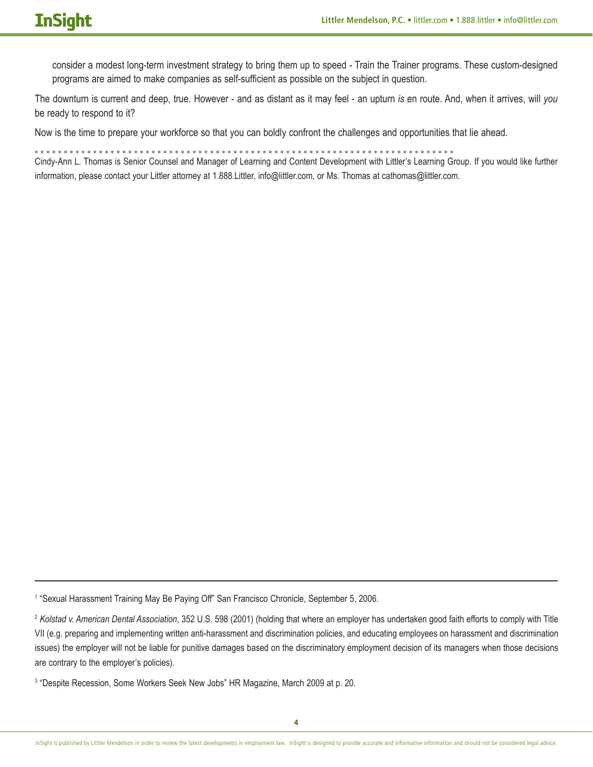consider a modest long-term investment strategy to bring them up to speed - Train the Trainer programs. These custom-designed programs are aimed to make companies as self-sufficient as possible on the subject in question.

The downturn is current and deep, true. However - and as distant as it may feel - an upturn *is* en route. And, when it arrives, will *you* be ready to respond to it?

Now is the time to prepare your workforce so that you can boldly confront the challenges and opportunities that lie ahead.

Cindy-Ann L. Thomas is Senior Counsel and Manager of Learning and Content Development with Littler's Learning Group. If you would like further information, please contact your Littler attorney at 1.888.Littler, info@littler.com, or Ms. Thomas at cathomas@littler.com.

---

[1] "Sexual Harassment Training May Be Paying Off" San Francisco Chronicle, September 5, 2006.

[2] *Kolstad v. American Dental Association*, 352 U.S. 598 (2001) (holding that where an employer has undertaken good faith efforts to comply with Title VII (e.g. preparing and implementing written anti-harassment and discrimination policies, and educating employees on harassment and discrimination issues) the employer will not be liable for punitive damages based on the discriminatory employment decision of its managers when those decisions are contrary to the employer's policies).

[3] "Despite Recession, Some Workers Seek New Jobs" HR Magazine, March 2009 at p. 20.

InSight is published by Littler Mendelson in order to review the latest developments in employment law. InSight is designed to provide accurate and informative information and should not be considered legal advice.